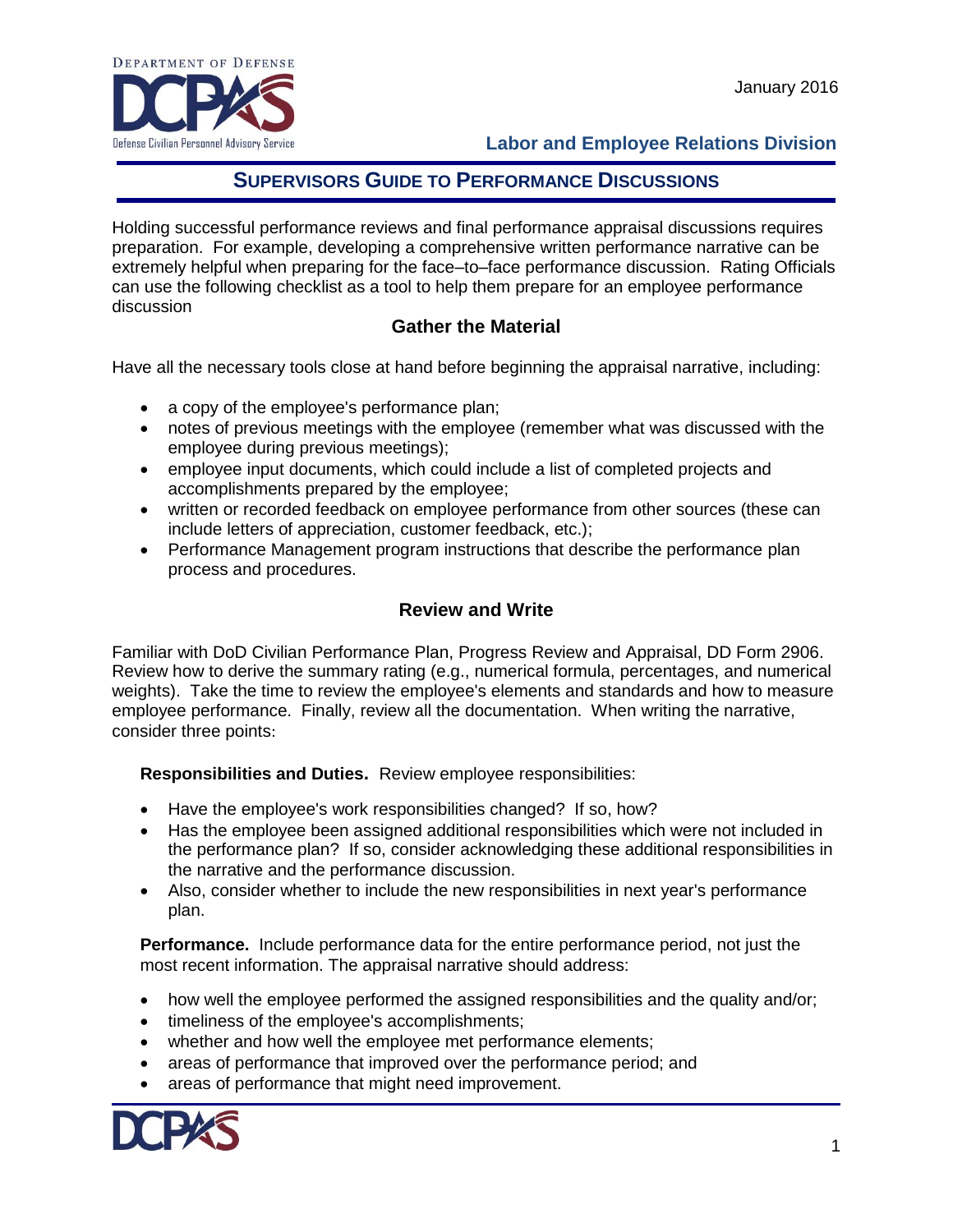Department of Defense DCPAS Defense Civilian Personnel Advisory Service

January 2016

**Labor and Employee Relations Division**

# SUPERVISORS GUIDE TO PERFORMANCE DISCUSSIONS

Holding successful performance reviews and final performance appraisal discussions requires preparation. For example, developing a comprehensive written performance narrative can be extremely helpful when preparing for the face–to–face performance discussion. Rating Officials can use the following checklist as a tool to help them prepare for an employee performance discussion

## Gather the Material

Have all the necessary tools close at hand before beginning the appraisal narrative, including:

- a copy of the employee's performance plan;
- notes of previous meetings with the employee (remember what was discussed with the employee during previous meetings);
- employee input documents, which could include a list of completed projects and accomplishments prepared by the employee;
- written or recorded feedback on employee performance from other sources (these can include letters of appreciation, customer feedback, etc.);
- Performance Management program instructions that describe the performance plan process and procedures.

## Review and Write

Familiar with DoD Civilian Performance Plan, Progress Review and Appraisal, DD Form 2906. Review how to derive the summary rating (e.g., numerical formula, percentages, and numerical weights). Take the time to review the employee's elements and standards and how to measure employee performance. Finally, review all the documentation. When writing the narrative, consider three points:

**Responsibilities and Duties.** Review employee responsibilities:

- Have the employee's work responsibilities changed? If so, how?
- Has the employee been assigned additional responsibilities which were not included in the performance plan? If so, consider acknowledging these additional responsibilities in the narrative and the performance discussion.
- Also, consider whether to include the new responsibilities in next year's performance plan.

**Performance.** Include performance data for the entire performance period, not just the most recent information. The appraisal narrative should address:

- how well the employee performed the assigned responsibilities and the quality and/or;
- timeliness of the employee's accomplishments;
- whether and how well the employee met performance elements;
- areas of performance that improved over the performance period; and
- areas of performance that might need improvement.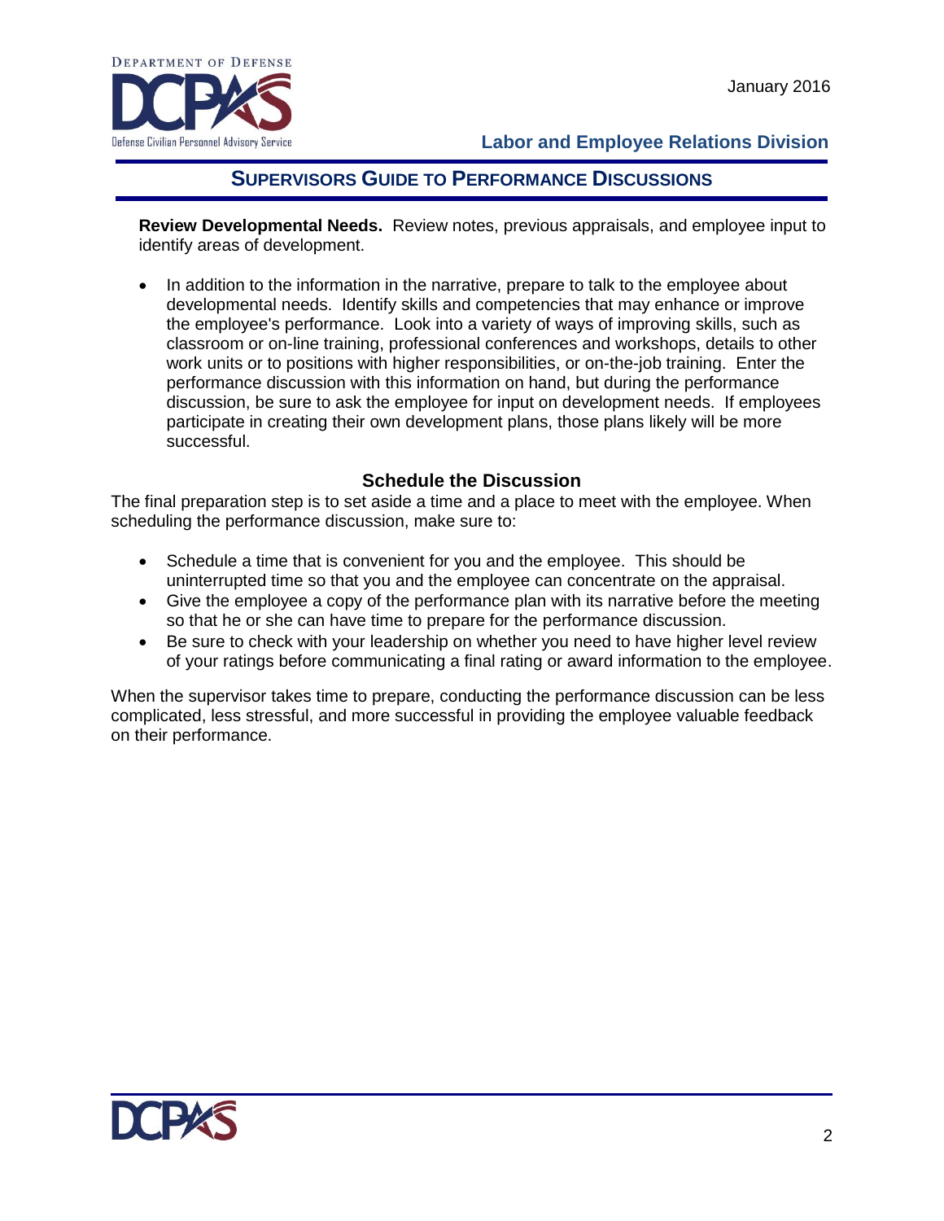**Review Developmental Needs.** Review notes, previous appraisals, and employee input to identify areas of development.

- In addition to the information in the narrative, prepare to talk to the employee about developmental needs. Identify skills and competencies that may enhance or improve the employee's performance. Look into a variety of ways of improving skills, such as classroom or on-line training, professional conferences and workshops, details to other work units or to positions with higher responsibilities, or on-the-job training. Enter the performance discussion with this information on hand, but during the performance discussion, be sure to ask the employee for input on development needs. If employees participate in creating their own development plans, those plans likely will be more successful.

### Schedule the Discussion

The final preparation step is to set aside a time and a place to meet with the employee. When scheduling the performance discussion, make sure to:

- Schedule a time that is convenient for you and the employee. This should be uninterrupted time so that you and the employee can concentrate on the appraisal.
- Give the employee a copy of the performance plan with its narrative before the meeting so that he or she can have time to prepare for the performance discussion.
- Be sure to check with your leadership on whether you need to have higher level review of your ratings before communicating a final rating or award information to the employee.

When the supervisor takes time to prepare, conducting the performance discussion can be less complicated, less stressful, and more successful in providing the employee valuable feedback on their performance.